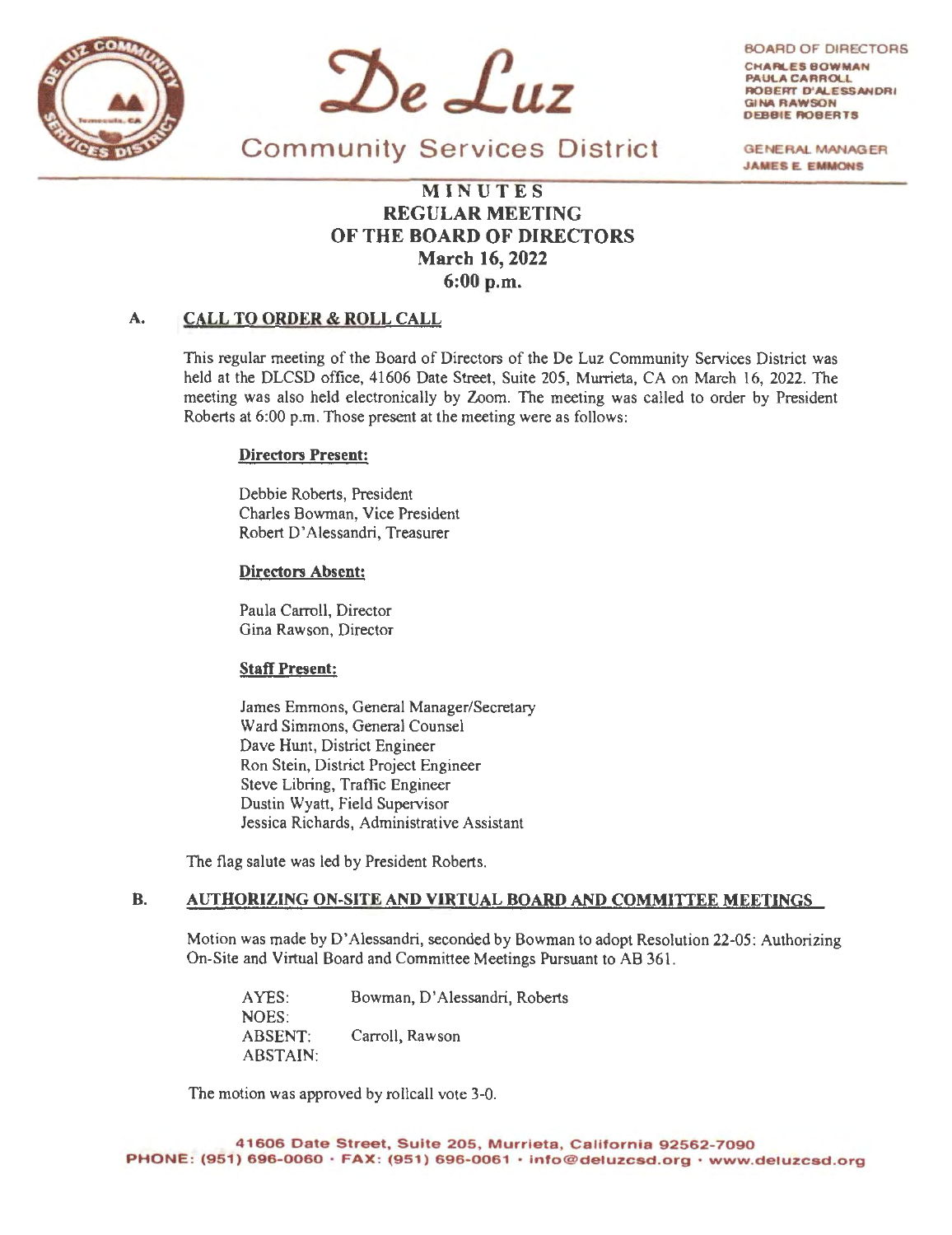# De Luz

## Community Services District

BOARD OF DIRECTORS
CHARLES BOWMAN
PAULA CARROLL
ROBERT D'ALESSANDRI
GINA RAWSON
DEBBIE ROBERTS

GENERAL MANAGER
JAMES E. EMMONS

# MINUTES
# REGULAR MEETING
# OF THE BOARD OF DIRECTORS
# March 16, 2022
# 6:00 p.m.

## A. CALL TO ORDER & ROLL CALL

This regular meeting of the Board of Directors of the De Luz Community Services District was held at the DLCSD office, 41606 Date Street, Suite 205, Murrieta, CA on March 16, 2022. The meeting was also held electronically by Zoom. The meeting was called to order by President Roberts at 6:00 p.m. Those present at the meeting were as follows:

**Directors Present:**

Debbie Roberts, President
Charles Bowman, Vice President
Robert D'Alessandri, Treasurer

**Directors Absent:**

Paula Carroll, Director
Gina Rawson, Director

**Staff Present:**

James Emmons, General Manager/Secretary
Ward Simmons, General Counsel
Dave Hunt, District Engineer
Ron Stein, District Project Engineer
Steve Libring, Traffic Engineer
Dustin Wyatt, Field Supervisor
Jessica Richards, Administrative Assistant

The flag salute was led by President Roberts.

## B. AUTHORIZING ON-SITE AND VIRTUAL BOARD AND COMMITTEE MEETINGS

Motion was made by D'Alessandri, seconded by Bowman to adopt Resolution 22-05: Authorizing On-Site and Virtual Board and Committee Meetings Pursuant to AB 361.

AYES: Bowman, D'Alessandri, Roberts
NOES:
ABSENT: Carroll, Rawson
ABSTAIN:

The motion was approved by rollcall vote 3-0.

41606 Date Street, Suite 205, Murrieta, California 92562-7090
PHONE: (951) 696-0060 · FAX: (951) 696-0061 · info@deluzcsd.org · www.deluzcsd.org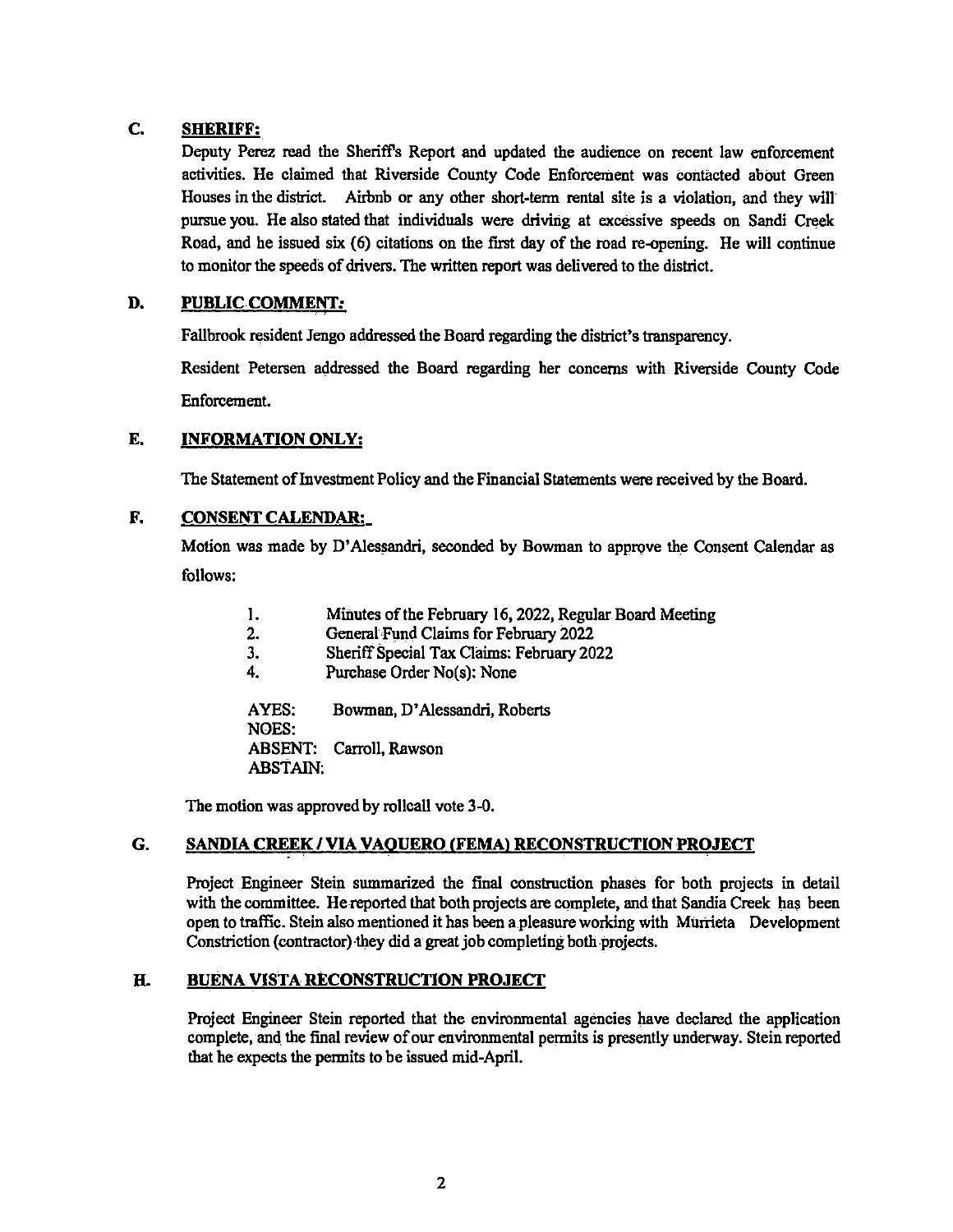## C. SHERIFF:

Deputy Perez read the Sheriff's Report and updated the audience on recent law enforcement activities. He claimed that Riverside County Code Enforcement was contacted about Green Houses in the district. Airbnb or any other short-term rental site is a violation, and they will pursue you. He also stated that individuals were driving at excessive speeds on Sandi Creek Road, and he issued six (6) citations on the first day of the road re-opening. He will continue to monitor the speeds of drivers. The written report was delivered to the district.

## D. PUBLIC COMMENT:

Fallbrook resident Jengo addressed the Board regarding the district's transparency.

Resident Petersen addressed the Board regarding her concerns with Riverside County Code Enforcement.

## E. INFORMATION ONLY:

The Statement of Investment Policy and the Financial Statements were received by the Board.

## F. CONSENT CALENDAR:

Motion was made by D'Alessandri, seconded by Bowman to approve the Consent Calendar as follows:

1. Minutes of the February 16, 2022, Regular Board Meeting
2. General Fund Claims for February 2022
3. Sheriff Special Tax Claims: February 2022
4. Purchase Order No(s): None

AYES: Bowman, D'Alessandri, Roberts
NOES:
ABSENT: Carroll, Rawson
ABSTAIN:

The motion was approved by rollcall vote 3-0.

## G. SANDIA CREEK / VIA VAQUERO (FEMA) RECONSTRUCTION PROJECT

Project Engineer Stein summarized the final construction phases for both projects in detail with the committee. He reported that both projects are complete, and that Sandia Creek has been open to traffic. Stein also mentioned it has been a pleasure working with Murrieta Development Constriction (contractor) they did a great job completing both projects.

## H. BUENA VISTA RECONSTRUCTION PROJECT

Project Engineer Stein reported that the environmental agencies have declared the application complete, and the final review of our environmental permits is presently underway. Stein reported that he expects the permits to be issued mid-April.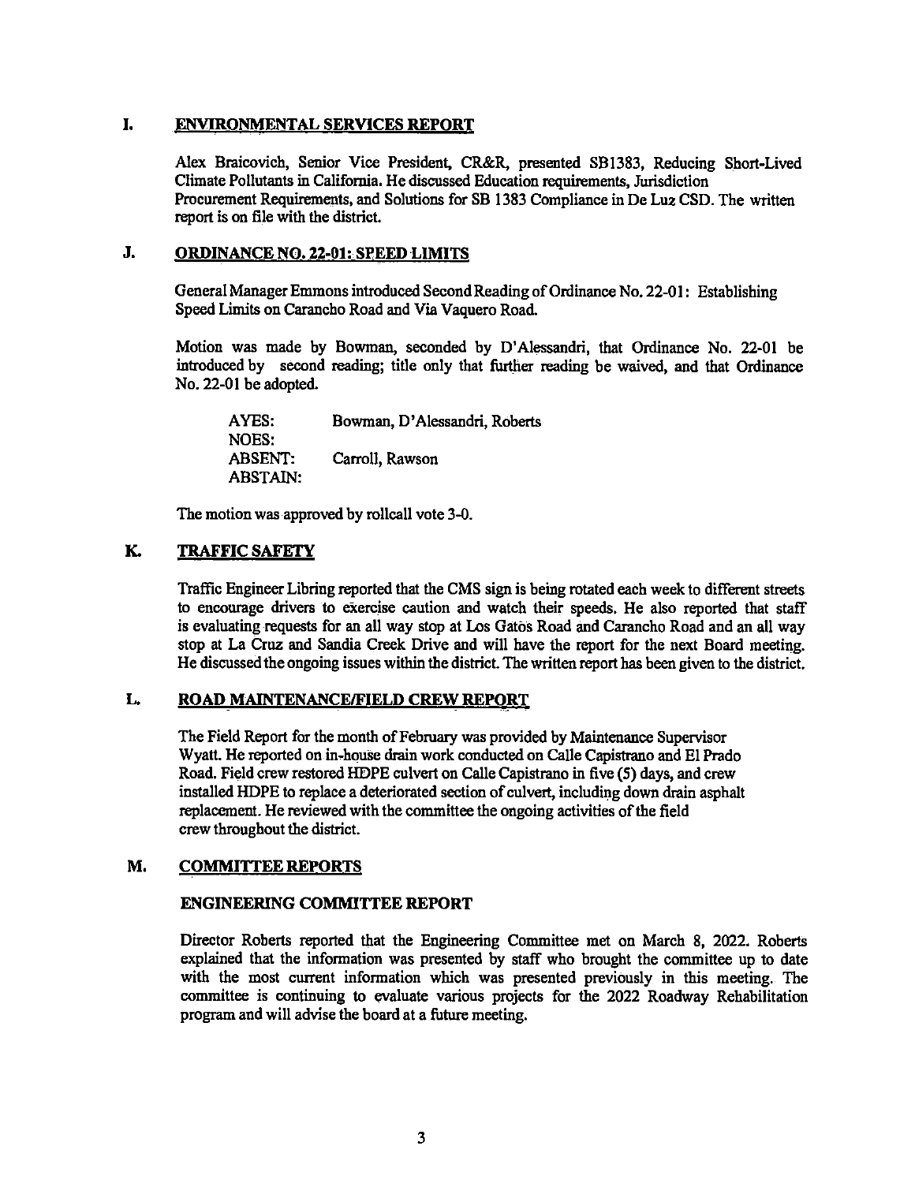## I. ENVIRONMENTAL SERVICES REPORT

Alex Braicovich, Senior Vice President, CR&R, presented SB1383, Reducing Short-Lived Climate Pollutants in California. He discussed Education requirements, Jurisdiction Procurement Requirements, and Solutions for SB 1383 Compliance in De Luz CSD. The written report is on file with the district.

## J. ORDINANCE NO. 22-01: SPEED LIMITS

General Manager Emmons introduced Second Reading of Ordinance No. 22-01: Establishing Speed Limits on Carancho Road and Via Vaquero Road.

Motion was made by Bowman, seconded by D'Alessandri, that Ordinance No. 22-01 be introduced by second reading; title only that further reading be waived, and that Ordinance No. 22-01 be adopted.

| | |
|---|---|
| AYES: | Bowman, D'Alessandri, Roberts |
| NOES: | |
| ABSENT: | Carroll, Rawson |
| ABSTAIN: | |

The motion was approved by rollcall vote 3-0.

## K. TRAFFIC SAFETY

Traffic Engineer Libring reported that the CMS sign is being rotated each week to different streets to encourage drivers to exercise caution and watch their speeds. He also reported that staff is evaluating requests for an all way stop at Los Gatos Road and Carancho Road and an all way stop at La Cruz and Sandia Creek Drive and will have the report for the next Board meeting. He discussed the ongoing issues within the district. The written report has been given to the district.

## L. ROAD MAINTENANCE/FIELD CREW REPORT

The Field Report for the month of February was provided by Maintenance Supervisor Wyatt. He reported on in-house drain work conducted on Calle Capistrano and El Prado Road. Field crew restored HDPE culvert on Calle Capistrano in five (5) days, and crew installed HDPE to replace a deteriorated section of culvert, including down drain asphalt replacement. He reviewed with the committee the ongoing activities of the field crew throughout the district.

## M. COMMITTEE REPORTS

### ENGINEERING COMMITTEE REPORT

Director Roberts reported that the Engineering Committee met on March 8, 2022. Roberts explained that the information was presented by staff who brought the committee up to date with the most current information which was presented previously in this meeting. The committee is continuing to evaluate various projects for the 2022 Roadway Rehabilitation program and will advise the board at a future meeting.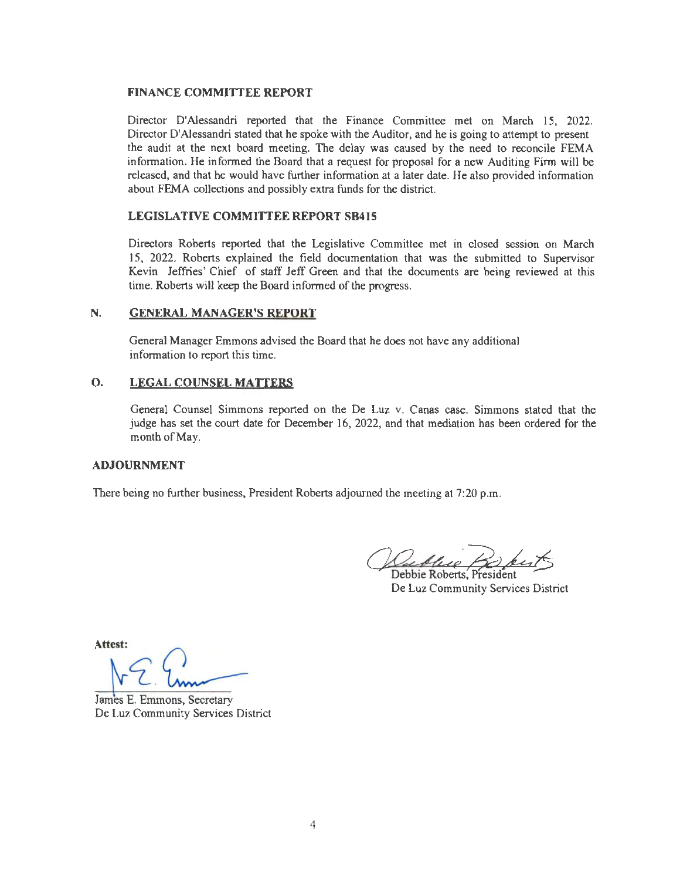**FINANCE COMMITTEE REPORT**

Director D'Alessandri reported that the Finance Committee met on March 15, 2022. Director D'Alessandri stated that he spoke with the Auditor, and he is going to attempt to present the audit at the next board meeting. The delay was caused by the need to reconcile FEMA information. He informed the Board that a request for proposal for a new Auditing Firm will be released, and that he would have further information at a later date. He also provided information about FEMA collections and possibly extra funds for the district.

**LEGISLATIVE COMMITTEE REPORT SB415**

Directors Roberts reported that the Legislative Committee met in closed session on March 15, 2022. Roberts explained the field documentation that was the submitted to Supervisor Kevin Jeffries' Chief of staff Jeff Green and that the documents are being reviewed at this time. Roberts will keep the Board informed of the progress.

## N. GENERAL MANAGER'S REPORT

General Manager Emmons advised the Board that he does not have any additional information to report this time.

## O. LEGAL COUNSEL MATTERS

General Counsel Simmons reported on the De Luz v. Canas case. Simmons stated that the judge has set the court date for December 16, 2022, and that mediation has been ordered for the month of May.

**ADJOURNMENT**

There being no further business, President Roberts adjourned the meeting at 7:20 p.m.

Debbie Roberts, President
De Luz Community Services District

**Attest:**

James E. Emmons, Secretary
De Luz Community Services District